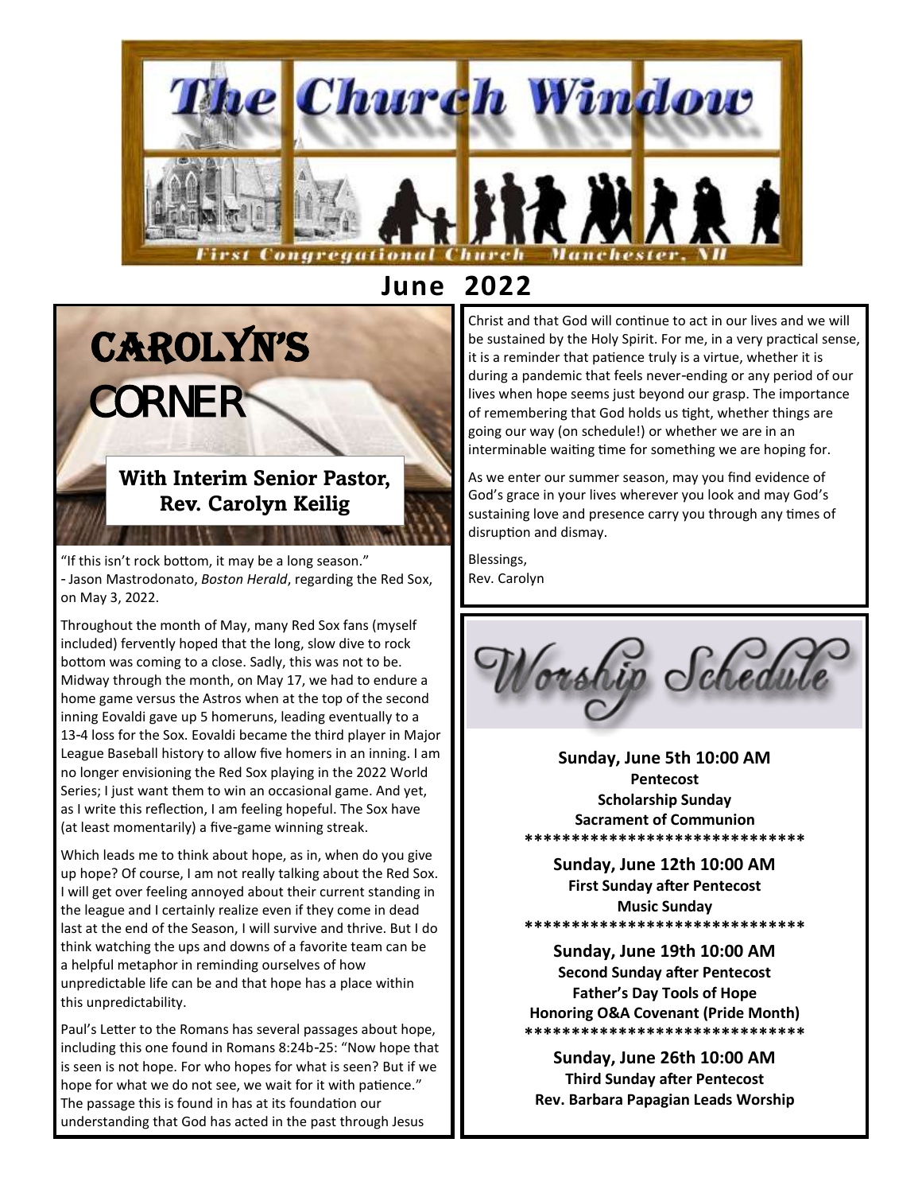# The Church Window

First Congregational Church Manchester, NH

## June 2022

## Carolyn's Corner

### With Interim Senior Pastor, Rev. Carolyn Keilig

"If this isn't rock bottom, it may be a long season."
- Jason Mastrodonato, *Boston Herald*, regarding the Red Sox, on May 3, 2022.

Throughout the month of May, many Red Sox fans (myself included) fervently hoped that the long, slow dive to rock bottom was coming to a close. Sadly, this was not to be. Midway through the month, on May 17, we had to endure a home game versus the Astros when at the top of the second inning Eovaldi gave up 5 homeruns, leading eventually to a 13-4 loss for the Sox. Eovaldi became the third player in Major League Baseball history to allow five homers in an inning. I am no longer envisioning the Red Sox playing in the 2022 World Series; I just want them to win an occasional game. And yet, as I write this reflection, I am feeling hopeful. The Sox have (at least momentarily) a five-game winning streak.

Which leads me to think about hope, as in, when do you give up hope? Of course, I am not really talking about the Red Sox. I will get over feeling annoyed about their current standing in the league and I certainly realize even if they come in dead last at the end of the Season, I will survive and thrive. But I do think watching the ups and downs of a favorite team can be a helpful metaphor in reminding ourselves of how unpredictable life can be and that hope has a place within this unpredictability.

Paul's Letter to the Romans has several passages about hope, including this one found in Romans 8:24b-25: "Now hope that is seen is not hope. For who hopes for what is seen? But if we hope for what we do not see, we wait for it with patience." The passage this is found in has at its foundation our understanding that God has acted in the past through Jesus Christ and that God will continue to act in our lives and we will be sustained by the Holy Spirit. For me, in a very practical sense, it is a reminder that patience truly is a virtue, whether it is during a pandemic that feels never-ending or any period of our lives when hope seems just beyond our grasp. The importance of remembering that God holds us tight, whether things are going our way (on schedule!) or whether we are in an interminable waiting time for something we are hoping for.

As we enter our summer season, may you find evidence of God's grace in your lives wherever you look and may God's sustaining love and presence carry you through any times of disruption and dismay.

Blessings,
Rev. Carolyn

## Worship Schedule

**Sunday, June 5th 10:00 AM**
**Pentecost**
**Scholarship Sunday**
**Sacrament of Communion**

******************************

**Sunday, June 12th 10:00 AM**
**First Sunday after Pentecost**
**Music Sunday**

******************************

**Sunday, June 19th 10:00 AM**
**Second Sunday after Pentecost**
**Father's Day Tools of Hope**
**Honoring O&A Covenant (Pride Month)**

******************************

**Sunday, June 26th 10:00 AM**
**Third Sunday after Pentecost**
**Rev. Barbara Papagian Leads Worship**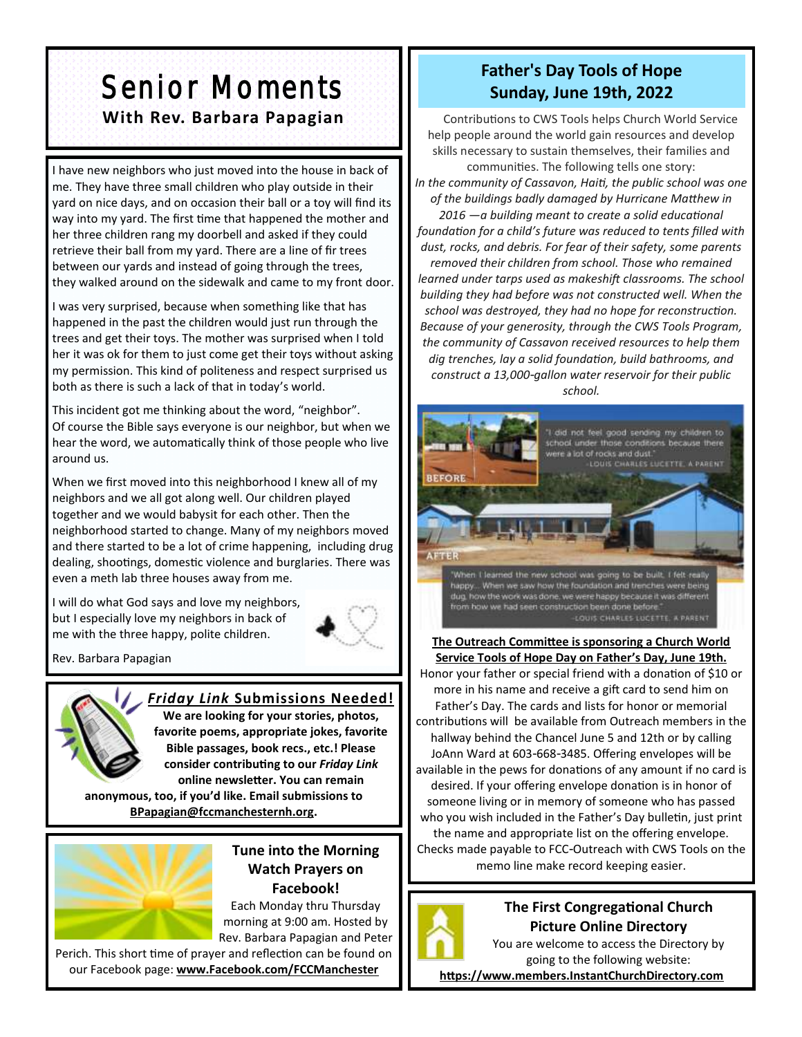# Senior Moments

**With Rev. Barbara Papagian**

I have new neighbors who just moved into the house in back of me. They have three small children who play outside in their yard on nice days, and on occasion their ball or a toy will find its way into my yard. The first time that happened the mother and her three children rang my doorbell and asked if they could retrieve their ball from my yard. There are a line of fir trees between our yards and instead of going through the trees, they walked around on the sidewalk and came to my front door.

I was very surprised, because when something like that has happened in the past the children would just run through the trees and get their toys. The mother was surprised when I told her it was ok for them to just come get their toys without asking my permission. This kind of politeness and respect surprised us both as there is such a lack of that in today's world.

This incident got me thinking about the word, "neighbor". Of course the Bible says everyone is our neighbor, but when we hear the word, we automatically think of those people who live around us.

When we first moved into this neighborhood I knew all of my neighbors and we all got along well. Our children played together and we would babysit for each other. Then the neighborhood started to change. Many of my neighbors moved and there started to be a lot of crime happening, including drug dealing, shootings, domestic violence and burglaries. There was even a meth lab three houses away from me.

I will do what God says and love my neighbors, but I especially love my neighbors in back of me with the three happy, polite children.

Rev. Barbara Papagian

## *Friday Link* Submissions Needed!

**We are looking for your stories, photos, favorite poems, appropriate jokes, favorite Bible passages, book recs., etc.! Please consider contributing to our *Friday Link* online newsletter. You can remain anonymous, too, if you'd like. Email submissions to BPapagian@fccmanchesternh.org.**

## Tune into the Morning Watch Prayers on Facebook!

Each Monday thru Thursday morning at 9:00 am. Hosted by Rev. Barbara Papagian and Peter Perich. This short time of prayer and reflection can be found on our Facebook page: **www.Facebook.com/FCCManchester**

## Father's Day Tools of Hope
## Sunday, June 19th, 2022

Contributions to CWS Tools helps Church World Service help people around the world gain resources and develop skills necessary to sustain themselves, their families and communities. The following tells one story:

*In the community of Cassavon, Haiti, the public school was one of the buildings badly damaged by Hurricane Matthew in 2016 —a building meant to create a solid educational foundation for a child's future was reduced to tents filled with dust, rocks, and debris. For fear of their safety, some parents removed their children from school. Those who remained learned under tarps used as makeshift classrooms. The school building they had before was not constructed well. When the school was destroyed, they had no hope for reconstruction. Because of your generosity, through the CWS Tools Program, the community of Cassavon received resources to help them dig trenches, lay a solid foundation, build bathrooms, and construct a 13,000-gallon water reservoir for their public school.*

BEFORE: "I did not feel good sending my children to school under those conditions because there were a lot of rocks and dust." -LOUIS CHARLES LUCETTE, A PARENT

AFTER: "When I learned the new school was going to be built, I felt really happy... When we saw how the foundation and trenches were being dug, how the work was done, we were happy because it was different from how we had seen construction been done before." -LOUIS CHARLES LUCETTE, A PARENT

**The Outreach Committee is sponsoring a Church World Service Tools of Hope Day on Father's Day, June 19th.** Honor your father or special friend with a donation of $10 or more in his name and receive a gift card to send him on Father's Day. The cards and lists for honor or memorial contributions will be available from Outreach members in the hallway behind the Chancel June 5 and 12th or by calling JoAnn Ward at 603-668-3485. Offering envelopes will be available in the pews for donations of any amount if no card is desired. If your offering envelope donation is in honor of someone living or in memory of someone who has passed who you wish included in the Father's Day bulletin, just print the name and appropriate list on the offering envelope. Checks made payable to FCC-Outreach with CWS Tools on the memo line make record keeping easier.

## The First Congregational Church Picture Online Directory

You are welcome to access the Directory by going to the following website:
**https://www.members.InstantChurchDirectory.com**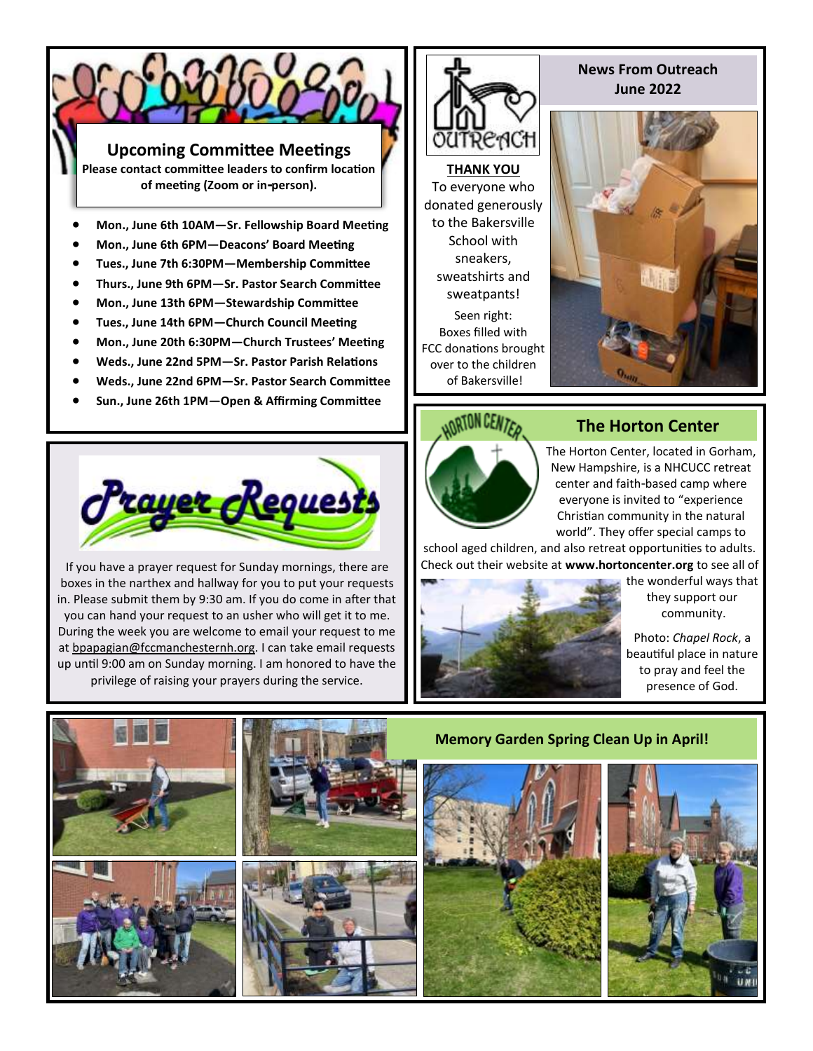## Upcoming Committee Meetings

**Please contact committee leaders to confirm location of meeting (Zoom or in-person).**

- **Mon., June 6th 10AM—Sr. Fellowship Board Meeting**
- **Mon., June 6th 6PM—Deacons' Board Meeting**
- **Tues., June 7th 6:30PM—Membership Committee**
- **Thurs., June 9th 6PM—Sr. Pastor Search Committee**
- **Mon., June 13th 6PM—Stewardship Committee**
- **Tues., June 14th 6PM—Church Council Meeting**
- **Mon., June 20th 6:30PM—Church Trustees' Meeting**
- **Weds., June 22nd 5PM—Sr. Pastor Parish Relations**
- **Weds., June 22nd 6PM—Sr. Pastor Search Committee**
- **Sun., June 26th 1PM—Open & Affirming Committee**

## Prayer Requests

If you have a prayer request for Sunday mornings, there are boxes in the narthex and hallway for you to put your requests in. Please submit them by 9:30 am. If you do come in after that you can hand your request to an usher who will get it to me. During the week you are welcome to email your request to me at bpapagian@fccmanchesternh.org. I can take email requests up until 9:00 am on Sunday morning. I am honored to have the privilege of raising your prayers during the service.

## News From Outreach June 2022

OUTREACH

**THANK YOU**

To everyone who donated generously to the Bakersville School with sneakers, sweatshirts and sweatpants!

Seen right: Boxes filled with FCC donations brought over to the children of Bakersville!

## The Horton Center

The Horton Center, located in Gorham, New Hampshire, is a NHCUCC retreat center and faith-based camp where everyone is invited to "experience Christian community in the natural world". They offer special camps to school aged children, and also retreat opportunities to adults. Check out their website at **www.hortoncenter.org** to see all of the wonderful ways that they support our community.

Photo: *Chapel Rock*, a beautiful place in nature to pray and feel the presence of God.

## Memory Garden Spring Clean Up in April!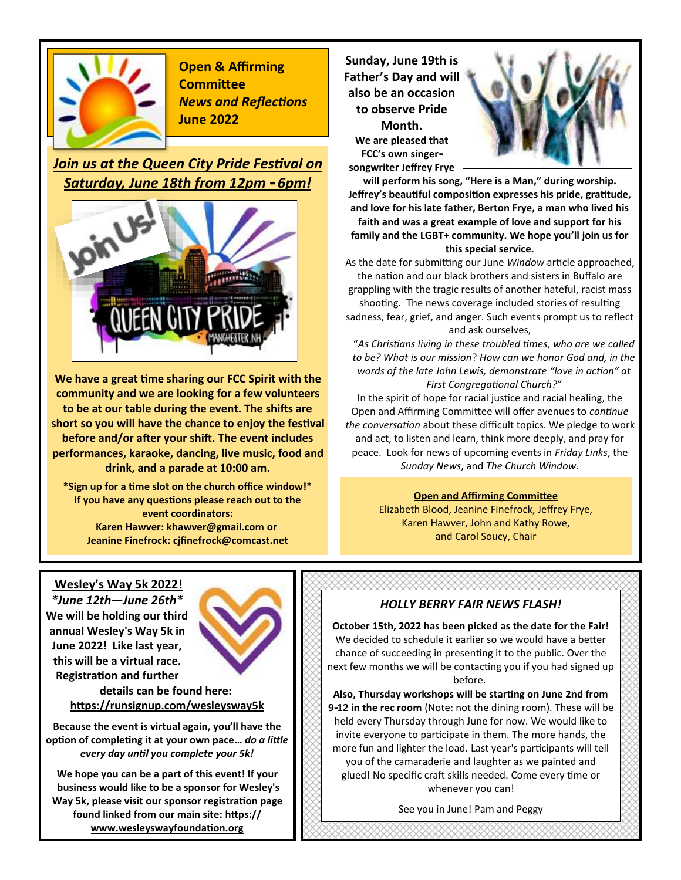## Open & Affirming Committee
### *News and Reflections*
### June 2022

***Join us at the Queen City Pride Festival on Saturday, June 18th from 12pm - 6pm!***

**We have a great time sharing our FCC Spirit with the community and we are looking for a few volunteers to be at our table during the event. The shifts are short so you will have the chance to enjoy the festival before and/or after your shift. The event includes performances, karaoke, dancing, live music, food and drink, and a parade at 10:00 am.**

**\*Sign up for a time slot on the church office window!\***
**If you have any questions please reach out to the event coordinators:**
**Karen Hawver: khawver@gmail.com or**
**Jeanine Finefrock: cjfinefrock@comcast.net**

**Sunday, June 19th is Father's Day and will also be an occasion to observe Pride Month.**

**We are pleased that FCC's own singer-songwriter Jeffrey Frye will perform his song, "Here is a Man," during worship. Jeffrey's beautiful composition expresses his pride, gratitude, and love for his late father, Berton Frye, a man who lived his faith and was a great example of love and support for his family and the LGBT+ community. We hope you'll join us for this special service.**

As the date for submitting our June *Window* article approached, the nation and our black brothers and sisters in Buffalo are grappling with the tragic results of another hateful, racist mass shooting. The news coverage included stories of resulting sadness, fear, grief, and anger. Such events prompt us to reflect and ask ourselves,

"*As Christians living in these troubled times*, *who are we called to be? What is our mission*? *How can we honor God and, in the words of the late John Lewis, demonstrate "love in action" at First Congregational Church?"*

In the spirit of hope for racial justice and racial healing, the Open and Affirming Committee will offer avenues to *continue the conversation* about these difficult topics. We pledge to work and act, to listen and learn, think more deeply, and pray for peace. Look for news of upcoming events in *Friday Links*, the *Sunday News*, and *The Church Window.*

**Open and Affirming Committee**
Elizabeth Blood, Jeanine Finefrock, Jeffrey Frye,
Karen Hawver, John and Kathy Rowe,
and Carol Soucy, Chair

---

## Wesley's Way 5k 2022!
***\*June 12th—June 26th\****

**We will be holding our third annual Wesley's Way 5k in June 2022! Like last year, this will be a virtual race. Registration and further details can be found here: https://runsignup.com/wesleysway5k**

**Because the event is virtual again, you'll have the option of completing it at your own pace…** ***do a little every day until you complete your 5k!***

**We hope you can be a part of this event! If your business would like to be a sponsor for Wesley's Way 5k, please visit our sponsor registration page found linked from our main site: https://www.wesleyswayfoundation.org**

---

## *HOLLY BERRY FAIR NEWS FLASH!*

October 15th, 2022 has been picked as the date for the Fair! We decided to schedule it earlier so we would have a better chance of succeeding in presenting it to the public. Over the next few months we will be contacting you if you had signed up before.

**Also, Thursday workshops will be starting on June 2nd from 9-12 in the rec room** (Note: not the dining room). These will be held every Thursday through June for now. We would like to invite everyone to participate in them. The more hands, the more fun and lighter the load. Last year's participants will tell you of the camaraderie and laughter as we painted and glued! No specific craft skills needed. Come every time or whenever you can!

See you in June! Pam and Peggy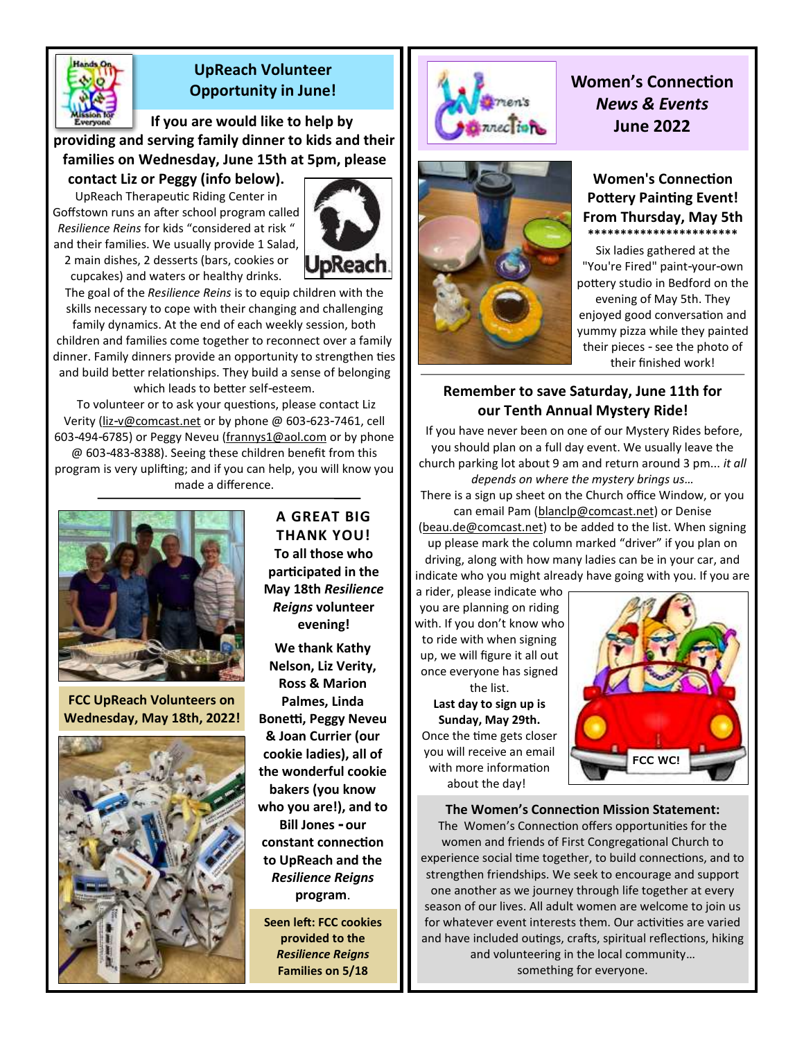## UpReach Volunteer Opportunity in June!

**If you are would like to help by providing and serving family dinner to kids and their families on Wednesday, June 15th at 5pm, please contact Liz or Peggy (info below).**

UpReach Therapeutic Riding Center in Goffstown runs an after school program called *Resilience Reins* for kids "considered at risk " and their families. We usually provide 1 Salad, 2 main dishes, 2 desserts (bars, cookies or cupcakes) and waters or healthy drinks.

The goal of the *Resilience Reins* is to equip children with the skills necessary to cope with their changing and challenging family dynamics. At the end of each weekly session, both children and families come together to reconnect over a family dinner. Family dinners provide an opportunity to strengthen ties and build better relationships. They build a sense of belonging which leads to better self-esteem.

To volunteer or to ask your questions, please contact Liz Verity (liz-v@comcast.net or by phone @ 603-623-7461, cell 603-494-6785) or Peggy Neveu (frannys1@aol.com or by phone @ 603-483-8388). Seeing these children benefit from this program is very uplifting; and if you can help, you will know you made a difference.

**FCC UpReach Volunteers on Wednesday, May 18th, 2022!**

### A GREAT BIG THANK YOU!

**To all those who participated in the May 18th *Resilience Reigns* volunteer evening!**

**We thank Kathy Nelson, Liz Verity, Ross & Marion Palmes, Linda Bonetti, Peggy Neveu & Joan Currier (our cookie ladies), all of the wonderful cookie bakers (you know who you are!), and to Bill Jones - our constant connection to UpReach and the *Resilience Reigns* program.**

**Seen left: FCC cookies provided to the *Resilience Reigns* Families on 5/18**

## Women's Connection *News & Events* June 2022

### Women's Connection Pottery Painting Event! From Thursday, May 5th

Six ladies gathered at the "You're Fired" paint-your-own pottery studio in Bedford on the evening of May 5th. They enjoyed good conversation and yummy pizza while they painted their pieces - see the photo of their finished work!

### Remember to save Saturday, June 11th for our Tenth Annual Mystery Ride!

If you have never been on one of our Mystery Rides before, you should plan on a full day event. We usually leave the church parking lot about 9 am and return around 3 pm... *it all depends on where the mystery brings us…*

There is a sign up sheet on the Church office Window, or you can email Pam (blanclp@comcast.net) or Denise (beau.de@comcast.net) to be added to the list. When signing up please mark the column marked "driver" if you plan on driving, along with how many ladies can be in your car, and indicate who you might already have going with you. If you are a rider, please indicate who you are planning on riding with. If you don't know who to ride with when signing up, we will figure it all out once everyone has signed the list.

**Last day to sign up is Sunday, May 29th.**

Once the time gets closer you will receive an email with more information about the day!

FCC WC!

**The Women's Connection Mission Statement:**

The Women's Connection offers opportunities for the women and friends of First Congregational Church to experience social time together, to build connections, and to strengthen friendships. We seek to encourage and support one another as we journey through life together at every season of our lives. All adult women are welcome to join us for whatever event interests them. Our activities are varied and have included outings, crafts, spiritual reflections, hiking and volunteering in the local community… something for everyone.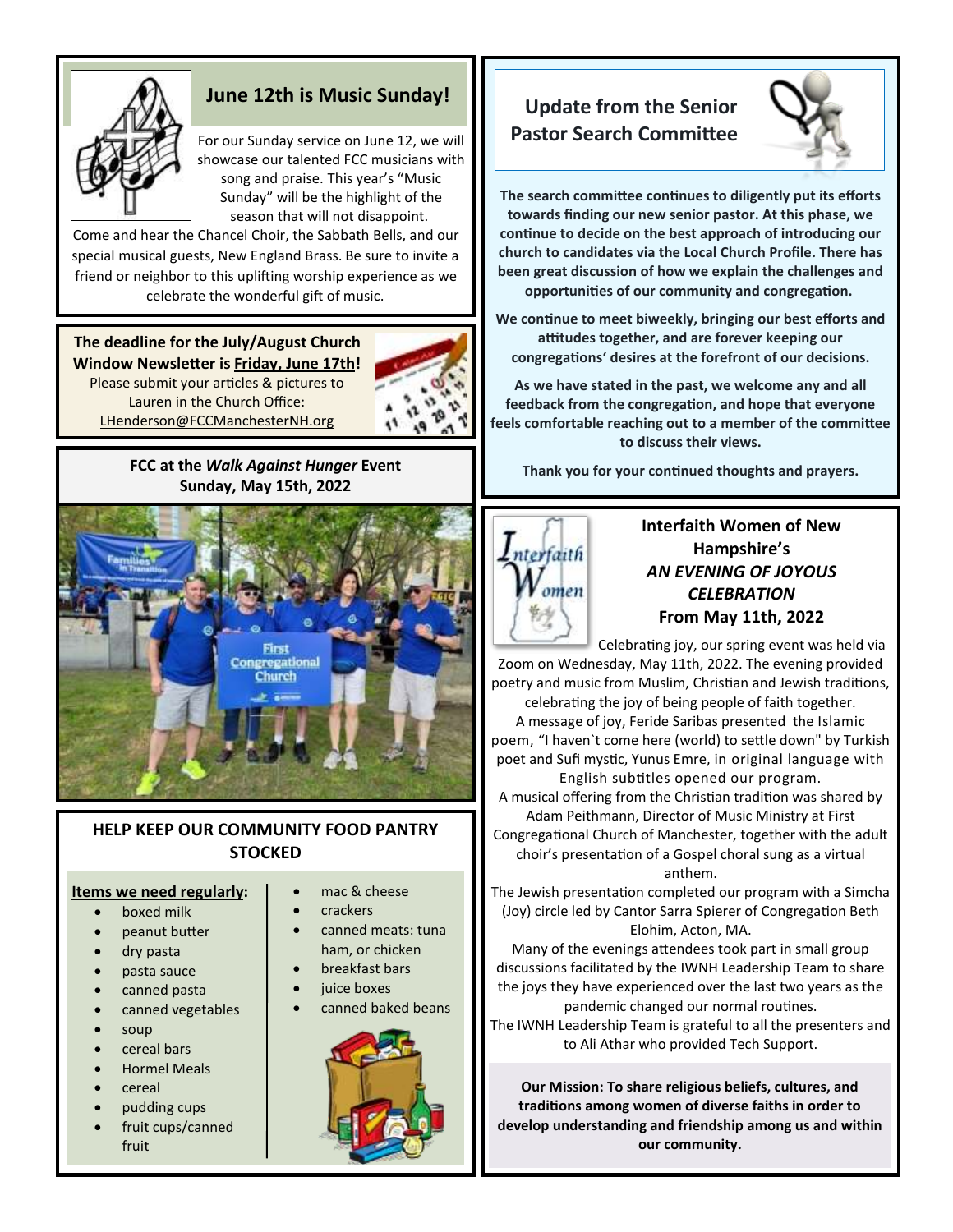## June 12th is Music Sunday!

For our Sunday service on June 12, we will showcase our talented FCC musicians with song and praise. This year's "Music Sunday" will be the highlight of the season that will not disappoint.

Come and hear the Chancel Choir, the Sabbath Bells, and our special musical guests, New England Brass. Be sure to invite a friend or neighbor to this uplifting worship experience as we celebrate the wonderful gift of music.

**The deadline for the July/August Church Window Newsletter is Friday, June 17th!**

Please submit your articles & pictures to Lauren in the Church Office: LHenderson@FCCManchesterNH.org

### FCC at the *Walk Against Hunger* Event Sunday, May 15th, 2022

## HELP KEEP OUR COMMUNITY FOOD PANTRY STOCKED

**Items we need regularly:**

- boxed milk
- peanut butter
- dry pasta
- pasta sauce
- canned pasta
- canned vegetables
- soup
- cereal bars
- Hormel Meals
- cereal
- pudding cups
- fruit cups/canned fruit
- mac & cheese
- crackers
- canned meats: tuna ham, or chicken
- breakfast bars
- juice boxes
- canned baked beans

## Update from the Senior Pastor Search Committee

**The search committee continues to diligently put its efforts towards finding our new senior pastor. At this phase, we continue to decide on the best approach of introducing our church to candidates via the Local Church Profile. There has been great discussion of how we explain the challenges and opportunities of our community and congregation.**

**We continue to meet biweekly, bringing our best efforts and attitudes together, and are forever keeping our congregations' desires at the forefront of our decisions.**

**As we have stated in the past, we welcome any and all feedback from the congregation, and hope that everyone feels comfortable reaching out to a member of the committee to discuss their views.**

**Thank you for your continued thoughts and prayers.**

## Interfaith Women of New Hampshire's *AN EVENING OF JOYOUS CELEBRATION* From May 11th, 2022

Celebrating joy, our spring event was held via Zoom on Wednesday, May 11th, 2022. The evening provided poetry and music from Muslim, Christian and Jewish traditions, celebrating the joy of being people of faith together.

A message of joy, Feride Saribas presented the Islamic poem, "I haven`t come here (world) to settle down" by Turkish poet and Sufi mystic, Yunus Emre, in original language with English subtitles opened our program.

A musical offering from the Christian tradition was shared by Adam Peithmann, Director of Music Ministry at First Congregational Church of Manchester, together with the adult choir's presentation of a Gospel choral sung as a virtual anthem.

The Jewish presentation completed our program with a Simcha (Joy) circle led by Cantor Sarra Spierer of Congregation Beth Elohim, Acton, MA.

Many of the evenings attendees took part in small group discussions facilitated by the IWNH Leadership Team to share the joys they have experienced over the last two years as the pandemic changed our normal routines.

The IWNH Leadership Team is grateful to all the presenters and to Ali Athar who provided Tech Support.

**Our Mission: To share religious beliefs, cultures, and traditions among women of diverse faiths in order to develop understanding and friendship among us and within our community.**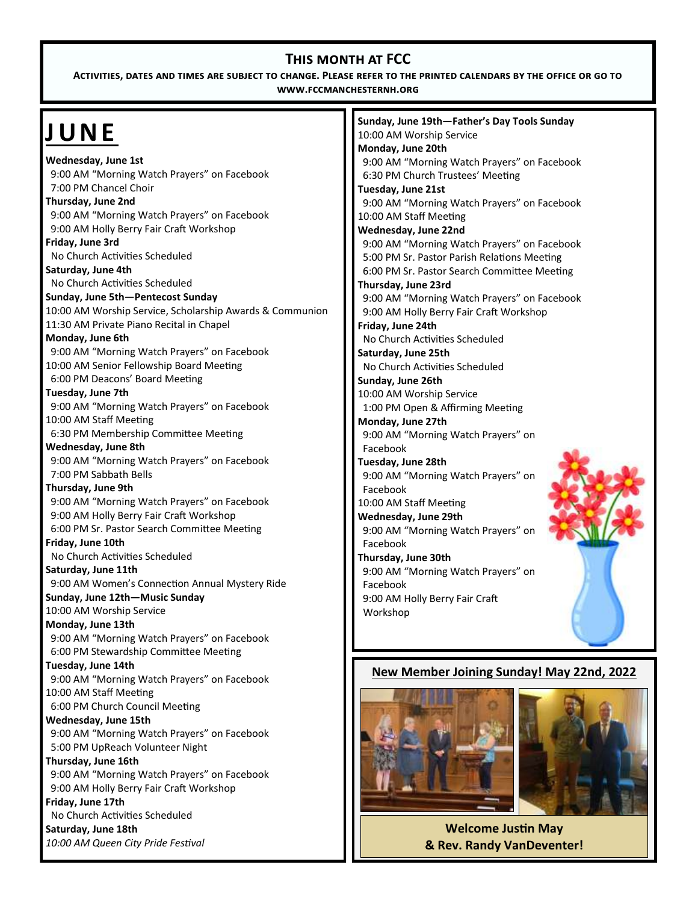## This month at FCC

**Activities, dates and times are subject to change. Please refer to the printed calendars by the office or go to www.fccmanchesternh.org**

# JUNE

**Wednesday, June 1st**
9:00 AM "Morning Watch Prayers" on Facebook
7:00 PM Chancel Choir

**Thursday, June 2nd**
9:00 AM "Morning Watch Prayers" on Facebook
9:00 AM Holly Berry Fair Craft Workshop

**Friday, June 3rd**
No Church Activities Scheduled

**Saturday, June 4th**
No Church Activities Scheduled

**Sunday, June 5th—Pentecost Sunday**
10:00 AM Worship Service, Scholarship Awards & Communion
11:30 AM Private Piano Recital in Chapel

**Monday, June 6th**
9:00 AM "Morning Watch Prayers" on Facebook
10:00 AM Senior Fellowship Board Meeting
6:00 PM Deacons' Board Meeting

**Tuesday, June 7th**
9:00 AM "Morning Watch Prayers" on Facebook
10:00 AM Staff Meeting
6:30 PM Membership Committee Meeting

**Wednesday, June 8th**
9:00 AM "Morning Watch Prayers" on Facebook
7:00 PM Sabbath Bells

**Thursday, June 9th**
9:00 AM "Morning Watch Prayers" on Facebook
9:00 AM Holly Berry Fair Craft Workshop
6:00 PM Sr. Pastor Search Committee Meeting

**Friday, June 10th**
No Church Activities Scheduled

**Saturday, June 11th**
9:00 AM Women's Connection Annual Mystery Ride

**Sunday, June 12th—Music Sunday**
10:00 AM Worship Service

**Monday, June 13th**
9:00 AM "Morning Watch Prayers" on Facebook
6:00 PM Stewardship Committee Meeting

**Tuesday, June 14th**
9:00 AM "Morning Watch Prayers" on Facebook
10:00 AM Staff Meeting
6:00 PM Church Council Meeting

**Wednesday, June 15th**
9:00 AM "Morning Watch Prayers" on Facebook
5:00 PM UpReach Volunteer Night

**Thursday, June 16th**
9:00 AM "Morning Watch Prayers" on Facebook
9:00 AM Holly Berry Fair Craft Workshop

**Friday, June 17th**
No Church Activities Scheduled

**Saturday, June 18th**
*10:00 AM Queen City Pride Festival*

**Sunday, June 19th—Father's Day Tools Sunday**
10:00 AM Worship Service

**Monday, June 20th**
9:00 AM "Morning Watch Prayers" on Facebook
6:30 PM Church Trustees' Meeting

**Tuesday, June 21st**
9:00 AM "Morning Watch Prayers" on Facebook
10:00 AM Staff Meeting

**Wednesday, June 22nd**
9:00 AM "Morning Watch Prayers" on Facebook
5:00 PM Sr. Pastor Parish Relations Meeting
6:00 PM Sr. Pastor Search Committee Meeting

**Thursday, June 23rd**
9:00 AM "Morning Watch Prayers" on Facebook
9:00 AM Holly Berry Fair Craft Workshop

**Friday, June 24th**
No Church Activities Scheduled

**Saturday, June 25th**
No Church Activities Scheduled

**Sunday, June 26th**
10:00 AM Worship Service
1:00 PM Open & Affirming Meeting

**Monday, June 27th**
9:00 AM "Morning Watch Prayers" on Facebook

**Tuesday, June 28th**
9:00 AM "Morning Watch Prayers" on Facebook
10:00 AM Staff Meeting

**Wednesday, June 29th**
9:00 AM "Morning Watch Prayers" on Facebook

**Thursday, June 30th**
9:00 AM "Morning Watch Prayers" on Facebook
9:00 AM Holly Berry Fair Craft Workshop

## New Member Joining Sunday! May 22nd, 2022

**Welcome Justin May & Rev. Randy VanDeventer!**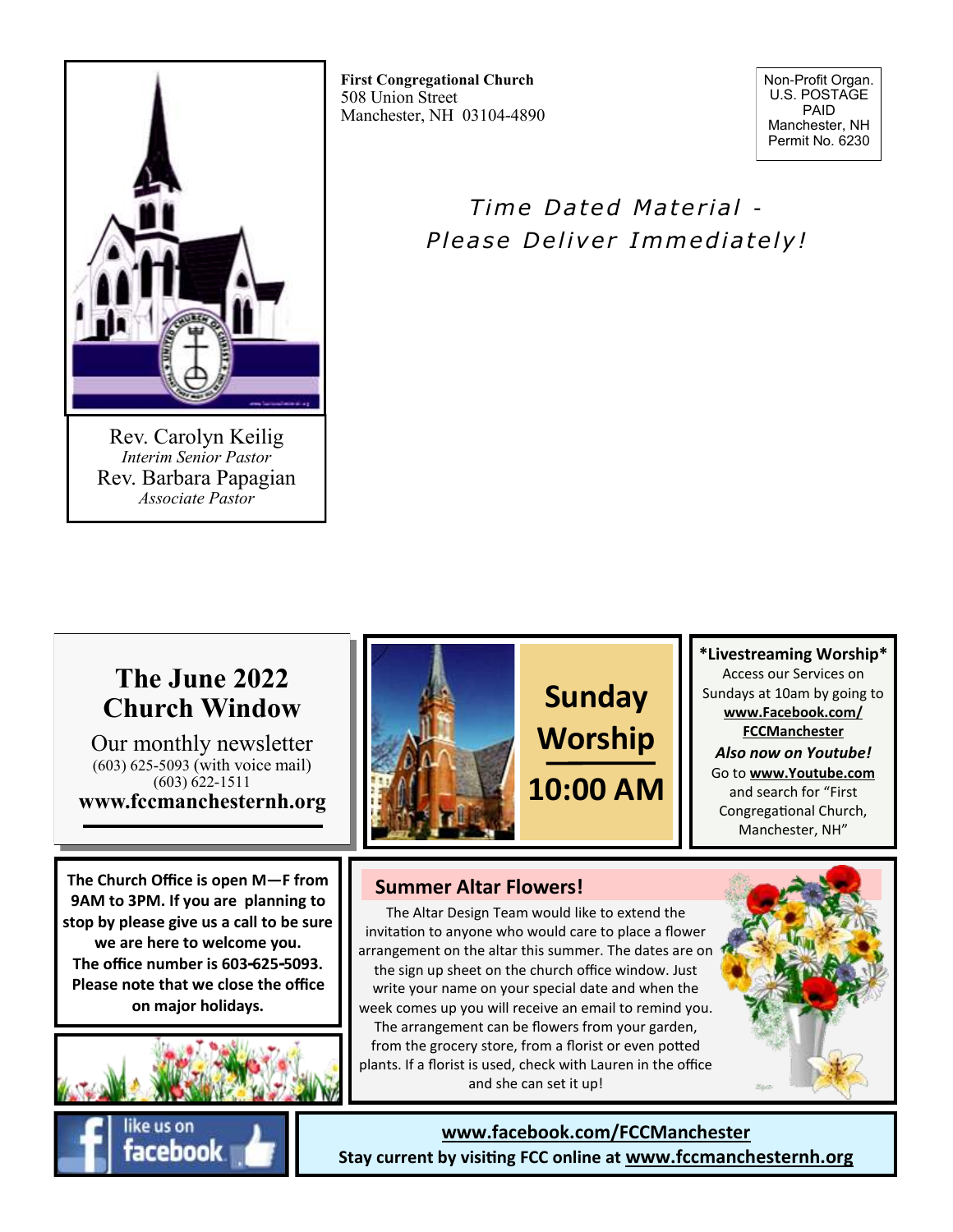Rev. Carolyn Keilig
*Interim Senior Pastor*
Rev. Barbara Papagian
*Associate Pastor*

**First Congregational Church**
508 Union Street
Manchester, NH 03104-4890

Non-Profit Organ.
U.S. POSTAGE
PAID
Manchester, NH
Permit No. 6230

*Time Dated Material - Please Deliver Immediately!*

## The June 2022 Church Window

Our monthly newsletter
(603) 625-5093 (with voice mail)
(603) 622-1511
**www.fccmanchesternh.org**

**Sunday Worship**

**10:00 AM**

**\*Livestreaming Worship\***
Access our Services on Sundays at 10am by going to **www.Facebook.com/FCCManchester**
***Also now on Youtube!***
Go to **www.Youtube.com** and search for "First Congregational Church, Manchester, NH"

**The Church Office is open M—F from 9AM to 3PM. If you are planning to stop by please give us a call to be sure we are here to welcome you. The office number is 603-625-5093. Please note that we close the office on major holidays.**

### Summer Altar Flowers!

The Altar Design Team would like to extend the invitation to anyone who would care to place a flower arrangement on the altar this summer. The dates are on the sign up sheet on the church office window. Just write your name on your special date and when the week comes up you will receive an email to remind you. The arrangement can be flowers from your garden, from the grocery store, from a florist or even potted plants. If a florist is used, check with Lauren in the office and she can set it up!

like us on facebook

**www.facebook.com/FCCManchester**
**Stay current by visiting FCC online at www.fccmanchesternh.org**